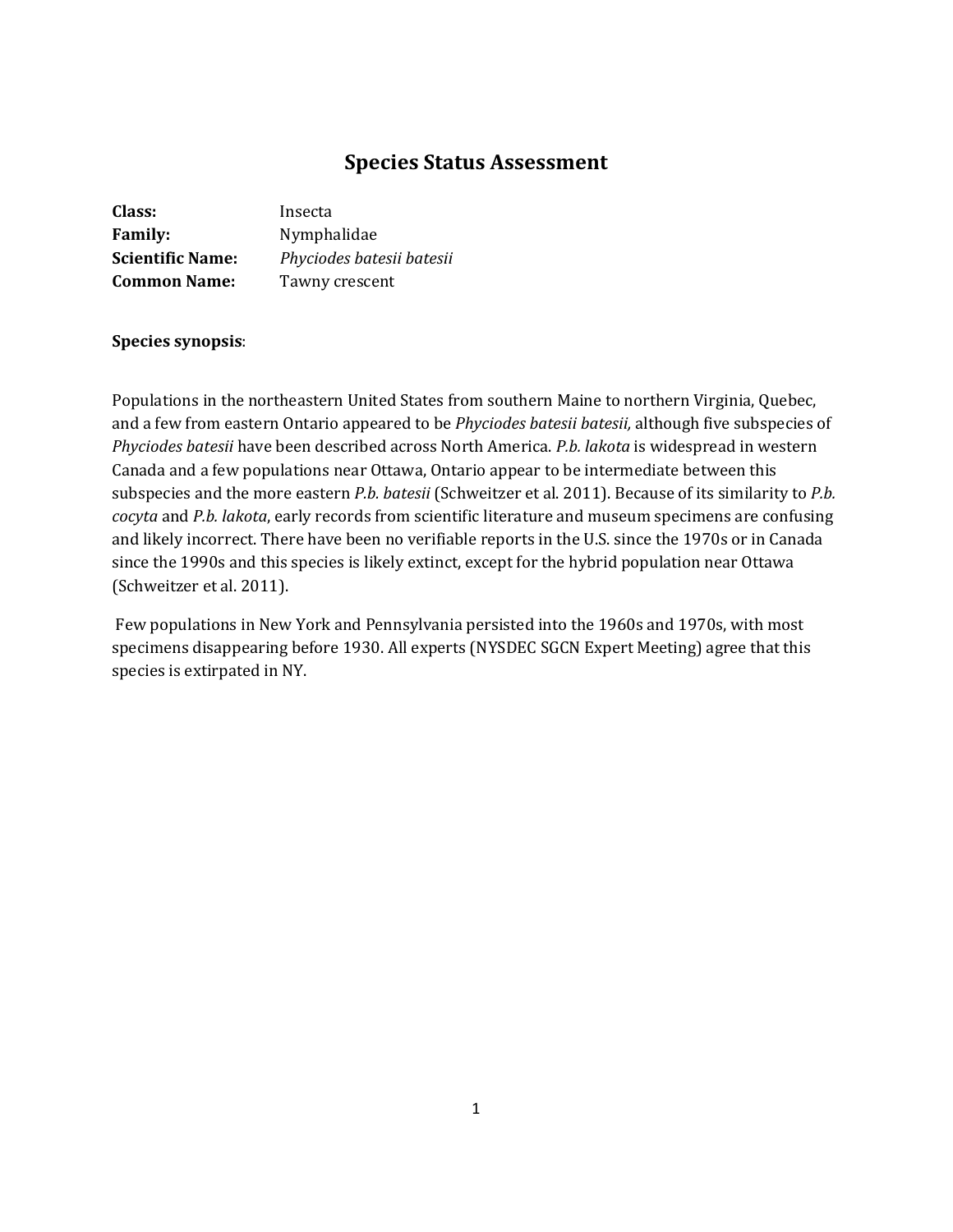# Species Status Assessment

**Class:** Insecta
**Family:** Nymphalidae
**Scientific Name:** *Phyciodes batesii batesii*
**Common Name:** Tawny crescent

**Species synopsis**:

Populations in the northeastern United States from southern Maine to northern Virginia, Quebec, and a few from eastern Ontario appeared to be *Phyciodes batesii batesii,* although five subspecies of *Phyciodes batesii* have been described across North America. *P.b. lakota* is widespread in western Canada and a few populations near Ottawa, Ontario appear to be intermediate between this subspecies and the more eastern *P.b. batesii* (Schweitzer et al. 2011). Because of its similarity to *P.b. cocyta* and *P.b. lakota*, early records from scientific literature and museum specimens are confusing and likely incorrect. There have been no verifiable reports in the U.S. since the 1970s or in Canada since the 1990s and this species is likely extinct, except for the hybrid population near Ottawa (Schweitzer et al. 2011).

Few populations in New York and Pennsylvania persisted into the 1960s and 1970s, with most specimens disappearing before 1930. All experts (NYSDEC SGCN Expert Meeting) agree that this species is extirpated in NY.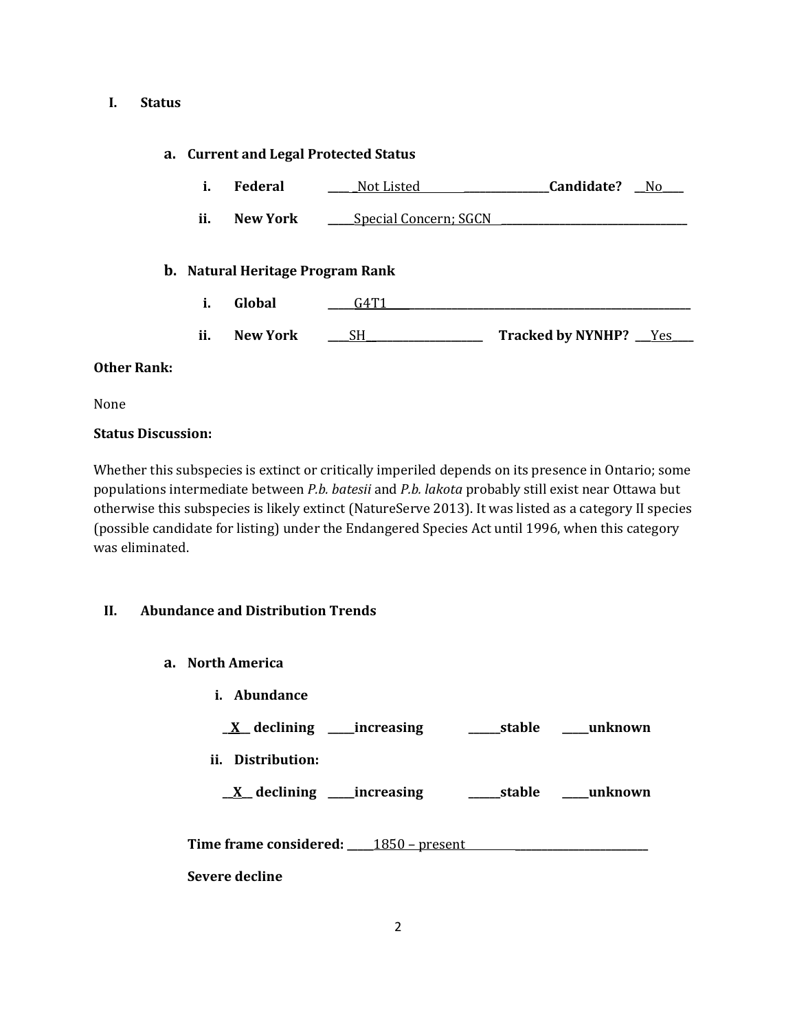## I. Status

### a. Current and Legal Protected Status

**i. Federal** ____ Not Listed ____ **Candidate?** __No__

**ii. New York** ____ Special Concern; SGCN ____

### b. Natural Heritage Program Rank

**i. Global** ____ G4T1 ____

**ii. New York** ____ SH ____ **Tracked by NYNHP?** __Yes__

**Other Rank:**

None

**Status Discussion:**

Whether this subspecies is extinct or critically imperiled depends on its presence in Ontario; some populations intermediate between *P.b. batesii* and *P.b. lakota* probably still exist near Ottawa but otherwise this subspecies is likely extinct (NatureServe 2013). It was listed as a category II species (possible candidate for listing) under the Endangered Species Act until 1996, when this category was eliminated.

## II. Abundance and Distribution Trends

### a. North America

**i. Abundance**

__X__ **declining** ____ **increasing** ____ **stable** ____ **unknown**

**ii. Distribution:**

__X__ **declining** ____ **increasing** ____ **stable** ____ **unknown**

**Time frame considered:** ____ 1850 – present ____

**Severe decline**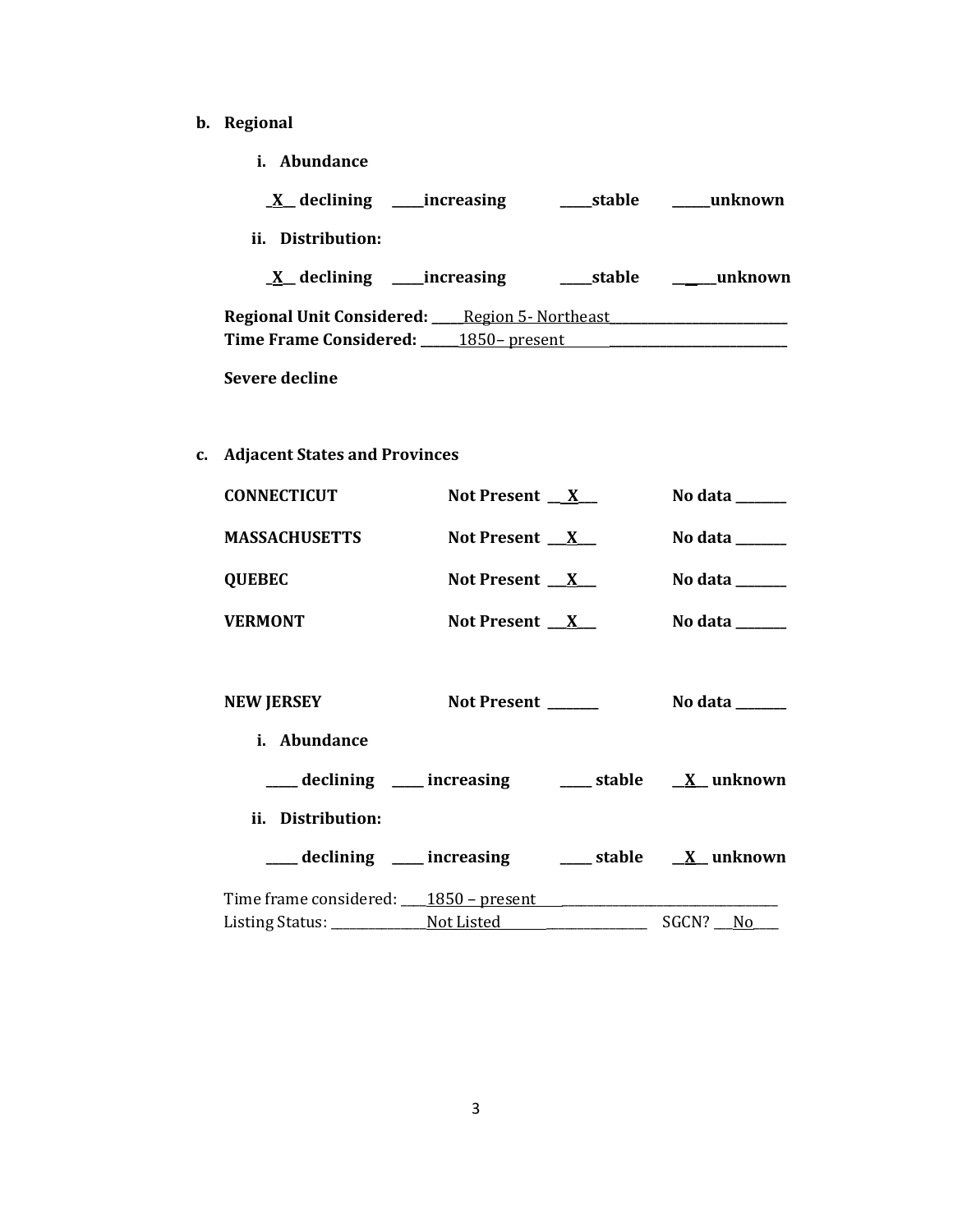**b. Regional**

**i. Abundance**

**\_X\_\_ declining \_\_\_\_\_increasing \_\_\_\_\_stable \_\_\_\_\_\_unknown**

**ii. Distribution:**

**\_X\_\_ declining \_\_\_\_\_increasing \_\_\_\_\_stable \_\_\_\_\_\_unknown**

**Regional Unit Considered:** \_\_\_\_\_Region 5- Northeast\_\_\_\_\_\_\_\_\_\_\_\_\_\_\_\_\_\_\_\_\_\_\_\_\_\_\_\_
**Time Frame Considered:** \_\_\_\_\_\_1850– present \_\_\_\_\_\_\_\_\_\_\_\_\_\_\_\_\_\_\_\_\_\_\_\_\_\_\_\_\_\_\_\_\_\_

**Severe decline**

**c. Adjacent States and Provinces**

**CONNECTICUT** **Not Present \_\_X\_\_\_** **No data \_\_\_\_\_\_\_\_**

**MASSACHUSETTS** **Not Present \_\_\_X\_\_\_** **No data \_\_\_\_\_\_\_\_**

**QUEBEC** **Not Present \_\_\_X\_\_\_** **No data \_\_\_\_\_\_\_\_**

**VERMONT** **Not Present \_\_\_X\_\_\_** **No data \_\_\_\_\_\_\_\_**

**NEW JERSEY** **Not Present \_\_\_\_\_\_\_\_** **No data \_\_\_\_\_\_\_\_**

**i. Abundance**

**\_\_\_\_\_ declining \_\_\_\_\_ increasing \_\_\_\_\_ stable \_\_X\_\_ unknown**

**ii. Distribution:**

**\_\_\_\_\_ declining \_\_\_\_\_ increasing \_\_\_\_\_ stable \_\_X\_\_ unknown**

Time frame considered: \_\_\_\_1850 – present \_\_\_\_\_\_\_\_\_\_\_\_\_\_\_\_\_\_\_\_\_\_\_\_\_\_\_\_\_\_\_\_\_\_
Listing Status: \_\_\_\_\_\_\_\_\_\_\_\_\_\_\_Not Listed\_\_\_\_\_\_\_\_\_\_\_\_\_\_\_\_\_\_\_\_\_\_\_\_ SGCN? \_\_\_No\_\_\_\_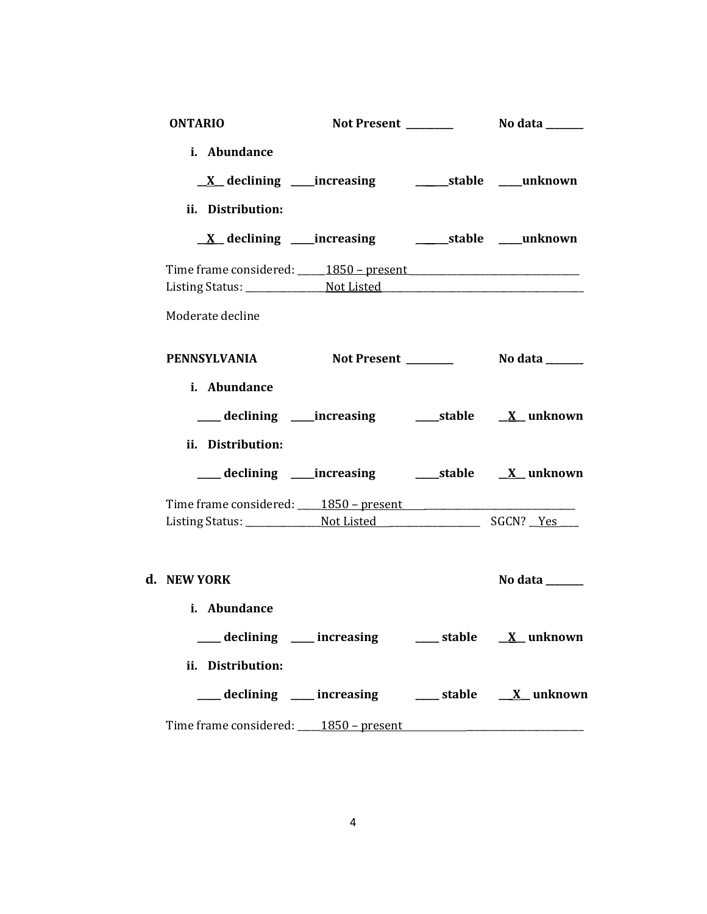**ONTARIO** **Not Present \_\_\_\_\_\_\_\_\_** **No data \_\_\_\_\_\_\_**

**i. Abundance**

**\_\_X\_\_ declining \_\_\_\_\_increasing \_\_\_\_\_\_stable \_\_\_\_\_unknown**

**ii. Distribution:**

**\_\_X\_\_ declining \_\_\_\_\_increasing \_\_\_\_\_\_stable \_\_\_\_\_unknown**

Time frame considered: \_\_\_\_\_1850 – present\_\_\_\_\_\_\_\_\_\_\_\_\_\_\_\_\_\_\_\_\_\_\_\_\_\_\_\_\_\_\_\_\_\_\_\_
Listing Status: \_\_\_\_\_\_\_\_\_\_\_\_\_\_\_\_Not Listed\_\_\_\_\_\_\_\_\_\_\_\_\_\_\_\_\_\_\_\_\_\_\_\_\_\_\_\_\_\_\_\_\_\_\_\_\_\_\_\_\_\_\_

Moderate decline

**PENNSYLVANIA** **Not Present \_\_\_\_\_\_\_\_\_** **No data \_\_\_\_\_\_\_**

**i. Abundance**

**\_\_\_\_\_ declining \_\_\_\_\_increasing \_\_\_\_\_stable \_\_X\_\_ unknown**

**ii. Distribution:**

**\_\_\_\_\_ declining \_\_\_\_\_increasing \_\_\_\_\_stable \_\_X\_\_ unknown**

Time frame considered: \_\_\_\_\_1850 – present\_\_\_\_\_\_\_\_\_\_\_\_\_\_\_\_\_\_\_\_\_\_\_\_\_\_\_\_\_\_\_\_\_\_\_
Listing Status: \_\_\_\_\_\_\_\_\_\_\_\_\_\_\_Not Listed\_\_\_\_\_\_\_\_\_\_\_\_\_\_\_\_\_\_\_\_\_ SGCN? \_\_Yes\_\_\_\_

**d. NEW YORK** **No data \_\_\_\_\_\_\_**

**i. Abundance**

**\_\_\_\_\_ declining \_\_\_\_\_ increasing \_\_\_\_\_ stable \_\_X\_\_ unknown**

**ii. Distribution:**

**\_\_\_\_\_ declining \_\_\_\_\_ increasing \_\_\_\_\_ stable \_\_X\_\_ unknown**

Time frame considered: \_\_\_\_\_1850 – present\_\_\_\_\_\_\_\_\_\_\_\_\_\_\_\_\_\_\_\_\_\_\_\_\_\_\_\_\_\_\_\_\_\_\_\_\_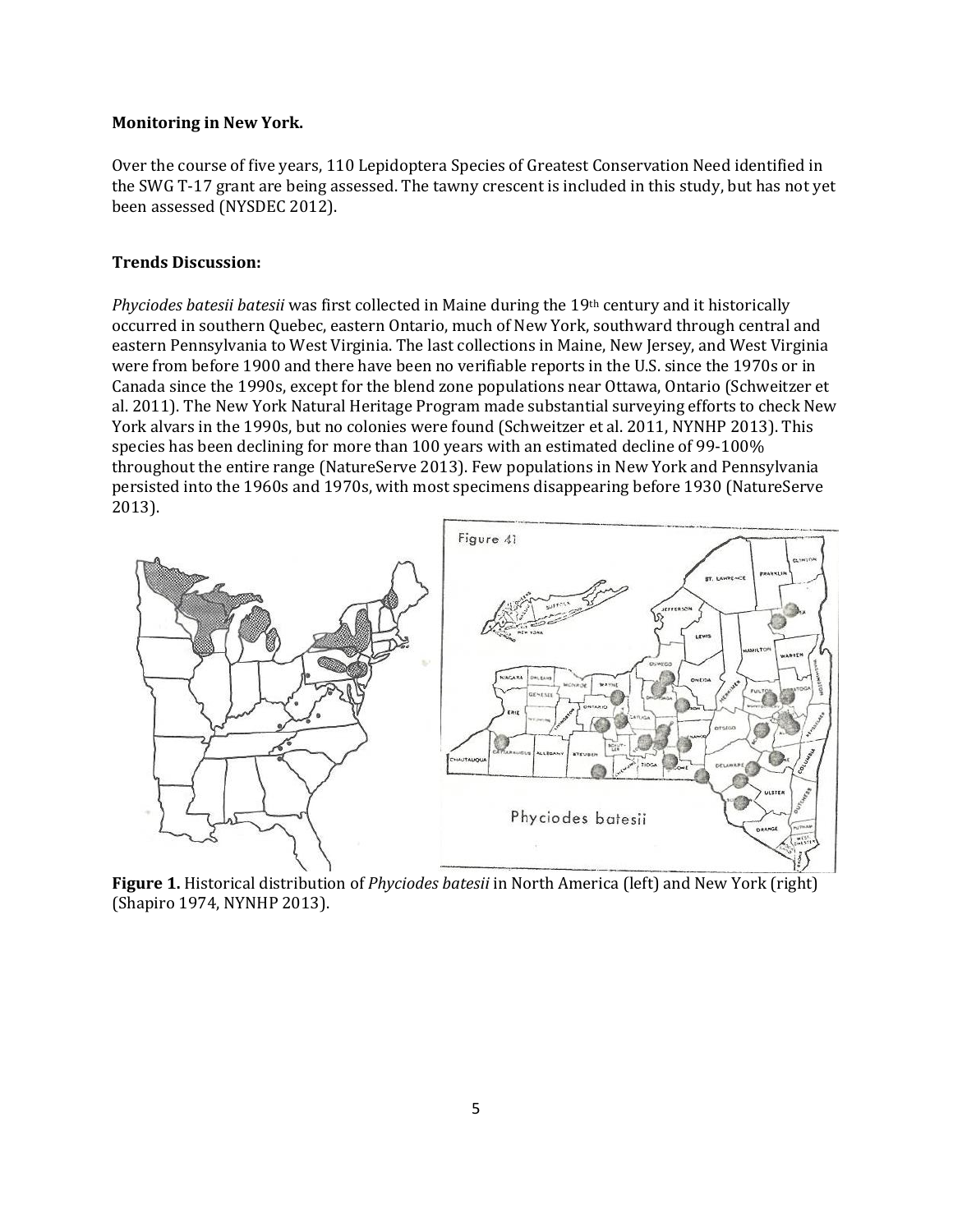**Monitoring in New York.**

Over the course of five years, 110 Lepidoptera Species of Greatest Conservation Need identified in the SWG T-17 grant are being assessed. The tawny crescent is included in this study, but has not yet been assessed (NYSDEC 2012).

**Trends Discussion:**

*Phyciodes batesii batesii* was first collected in Maine during the 19th century and it historically occurred in southern Quebec, eastern Ontario, much of New York, southward through central and eastern Pennsylvania to West Virginia. The last collections in Maine, New Jersey, and West Virginia were from before 1900 and there have been no verifiable reports in the U.S. since the 1970s or in Canada since the 1990s, except for the blend zone populations near Ottawa, Ontario (Schweitzer et al. 2011). The New York Natural Heritage Program made substantial surveying efforts to check New York alvars in the 1990s, but no colonies were found (Schweitzer et al. 2011, NYNHP 2013). This species has been declining for more than 100 years with an estimated decline of 99-100% throughout the entire range (NatureServe 2013). Few populations in New York and Pennsylvania persisted into the 1960s and 1970s, with most specimens disappearing before 1930 (NatureServe 2013).

**Figure 1.** Historical distribution of *Phyciodes batesii* in North America (left) and New York (right) (Shapiro 1974, NYNHP 2013).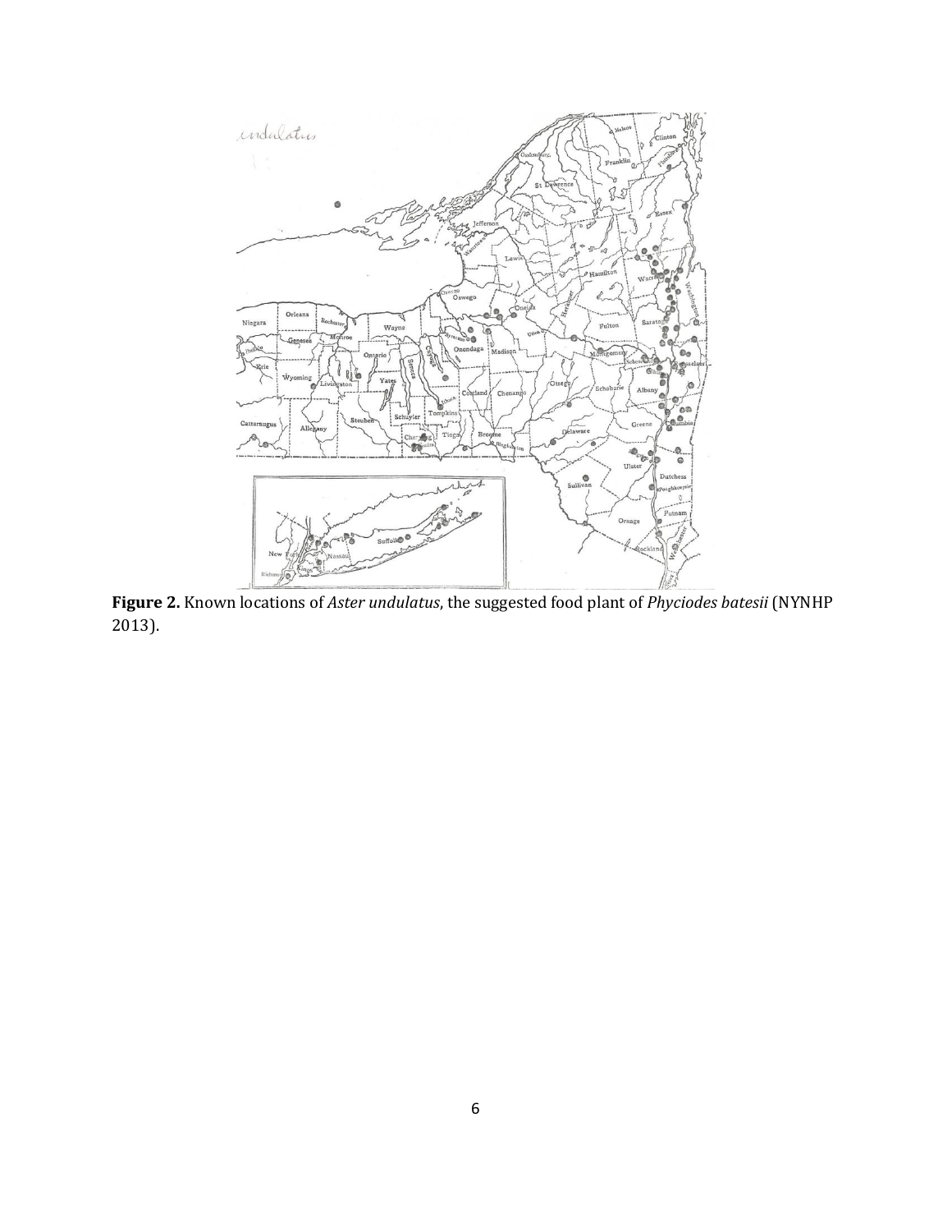**Figure 2.** Known locations of *Aster undulatus*, the suggested food plant of *Phyciodes batesii* (NYNHP 2013).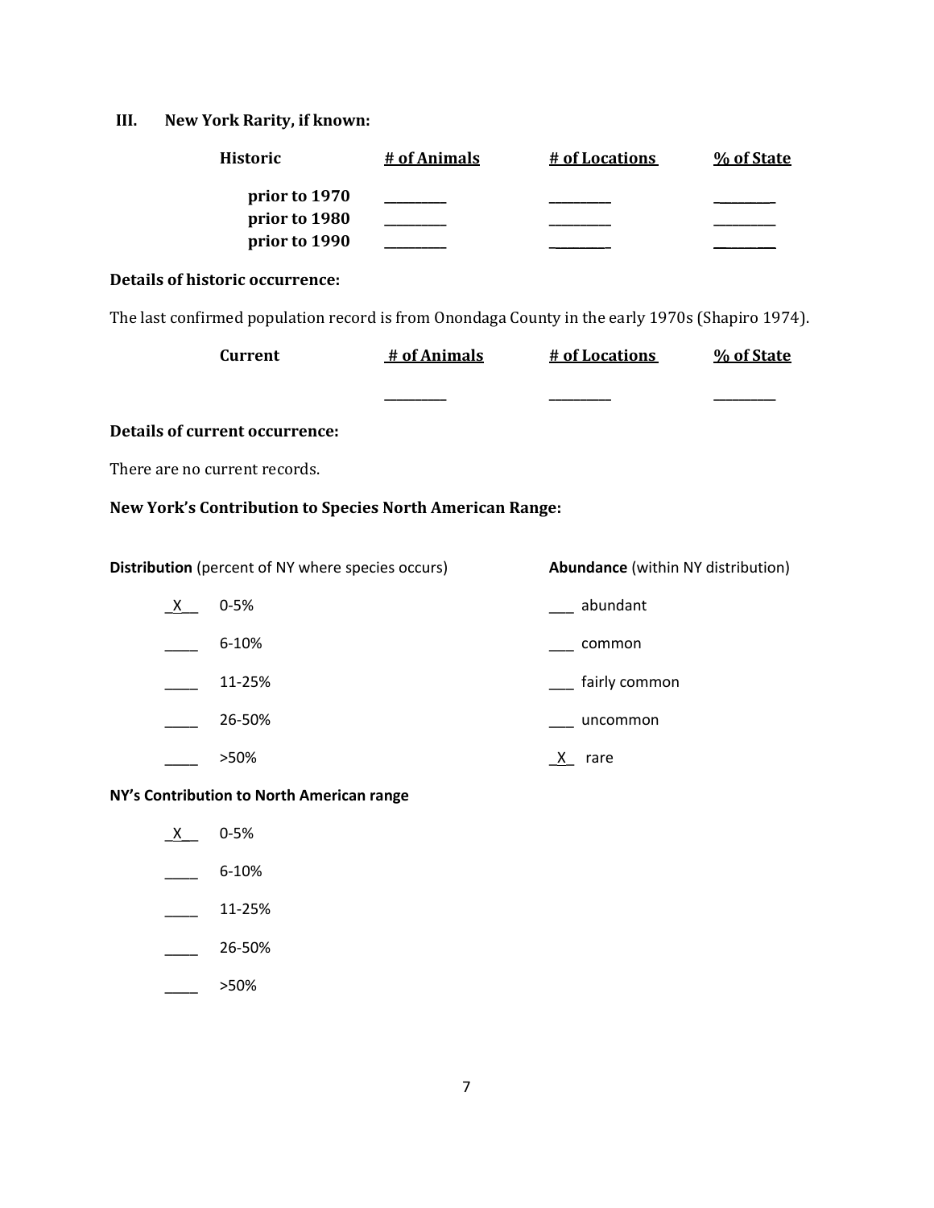## III. New York Rarity, if known:

| Historic | # of Animals | # of Locations | % of State |
|---|---|---|---|
| prior to 1970 | _________ | _________ | _________ |
| prior to 1980 | _________ | _________ | _________ |
| prior to 1990 | _________ | _________ | _________ |

**Details of historic occurrence:**

The last confirmed population record is from Onondaga County in the early 1970s (Shapiro 1974).

| Current | # of Animals | # of Locations | % of State |
|---|---|---|---|
| | _________ | _________ | _________ |

**Details of current occurrence:**

There are no current records.

**New York's Contribution to Species North American Range:**

**Distribution** (percent of NY where species occurs)

_X__ 0-5%

____ 6-10%

____ 11-25%

____ 26-50%

____ >50%

**Abundance** (within NY distribution)

___ abundant

___ common

___ fairly common

___ uncommon

_X_ rare

**NY's Contribution to North American range**

_X__ 0-5%

____ 6-10%

____ 11-25%

____ 26-50%

____ >50%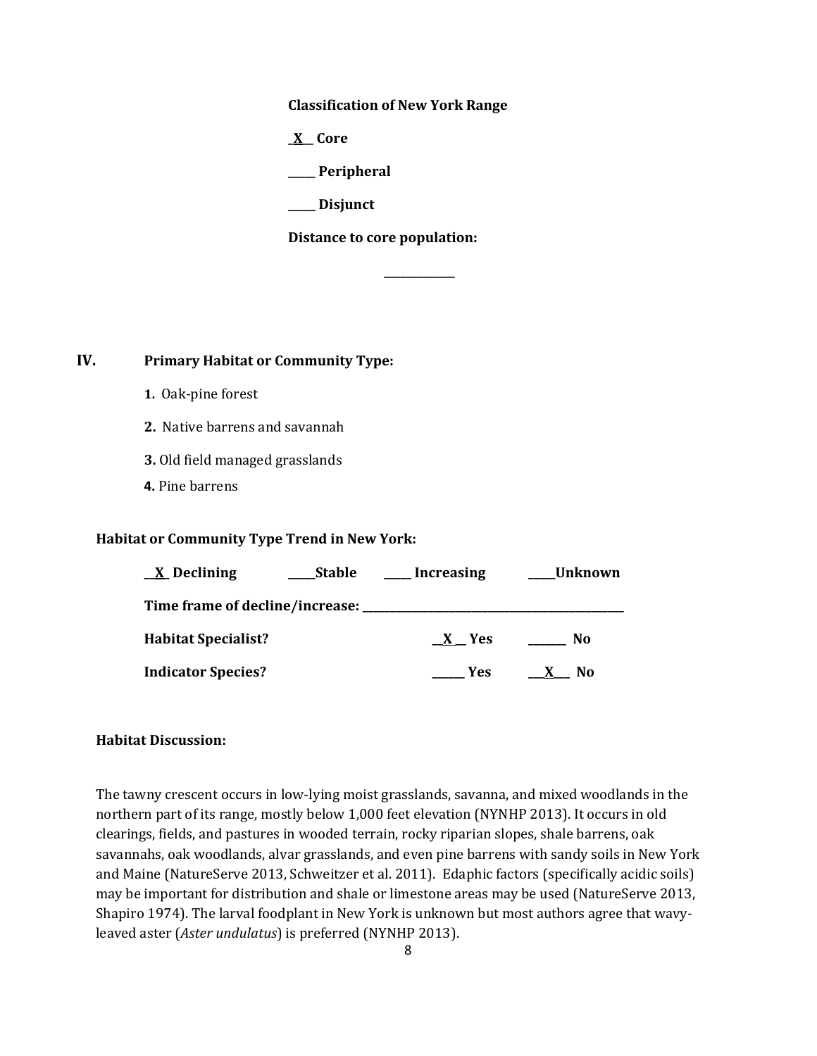**Classification of New York Range**

**\_X\_\_ Core**

**\_\_\_\_\_ Peripheral**

**\_\_\_\_\_ Disjunct**

**Distance to core population:**

**\_\_\_\_\_\_\_\_\_\_\_\_\_**

## IV. Primary Habitat or Community Type:

1. Oak-pine forest
2. Native barrens and savannah
3. Old field managed grasslands
4. Pine barrens

**Habitat or Community Type Trend in New York:**

**\_\_X\_ Declining \_\_\_\_\_Stable \_\_\_\_\_ Increasing \_\_\_\_\_Unknown**

**Time frame of decline/increase: \_\_\_\_\_\_\_\_\_\_\_\_\_\_\_\_\_\_\_\_\_\_\_\_\_\_\_\_\_\_\_\_\_\_\_\_\_\_\_\_\_\_\_\_\_\_\_**

**Habitat Specialist? \_\_X\_\_ Yes \_\_\_\_\_\_\_ No**

**Indicator Species? \_\_\_\_\_\_ Yes \_\_\_X\_\_\_ No**

**Habitat Discussion:**

The tawny crescent occurs in low-lying moist grasslands, savanna, and mixed woodlands in the northern part of its range, mostly below 1,000 feet elevation (NYNHP 2013). It occurs in old clearings, fields, and pastures in wooded terrain, rocky riparian slopes, shale barrens, oak savannahs, oak woodlands, alvar grasslands, and even pine barrens with sandy soils in New York and Maine (NatureServe 2013, Schweitzer et al. 2011). Edaphic factors (specifically acidic soils) may be important for distribution and shale or limestone areas may be used (NatureServe 2013, Shapiro 1974). The larval foodplant in New York is unknown but most authors agree that wavy-leaved aster (*Aster undulatus*) is preferred (NYNHP 2013).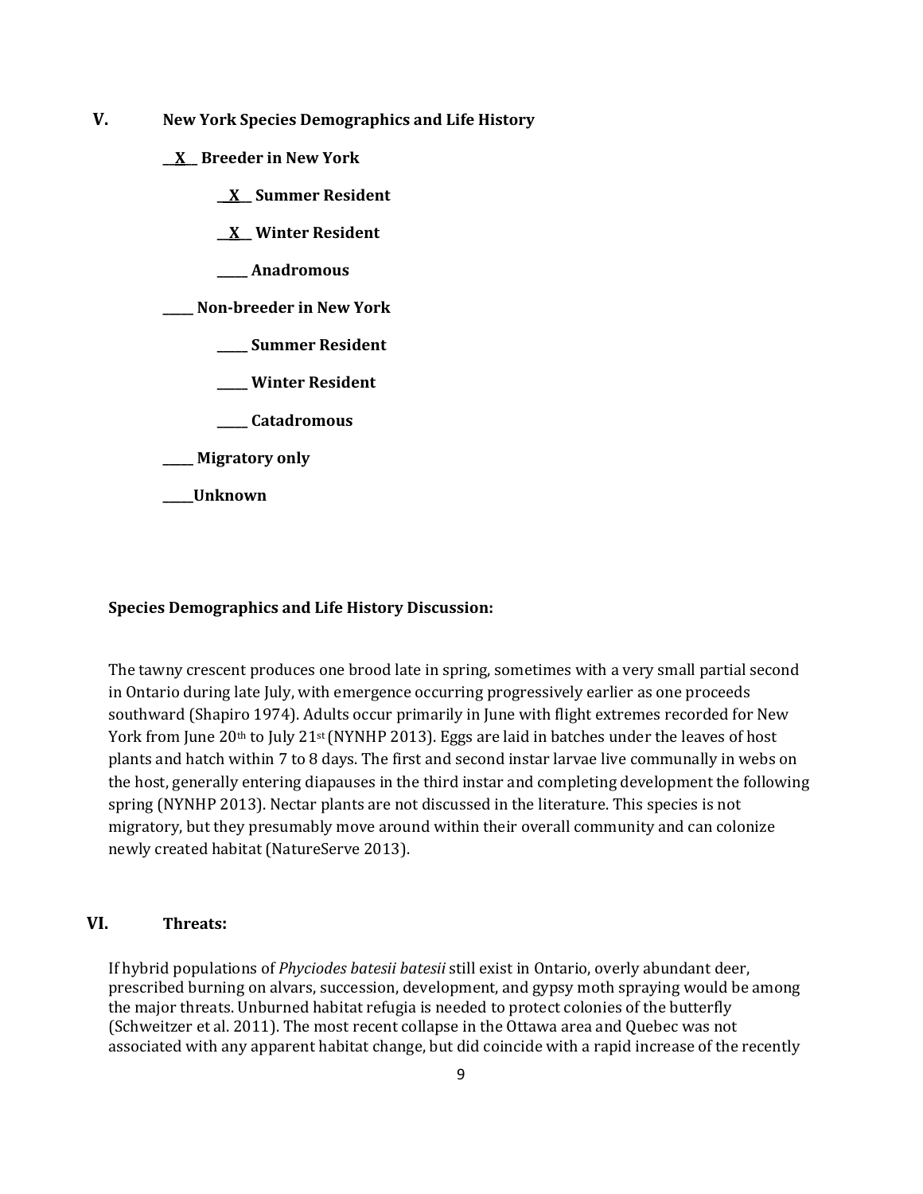## V. New York Species Demographics and Life History

__X__ **Breeder in New York**

- __X__ **Summer Resident**
- __X__ **Winter Resident**
- _____ **Anadromous**

_____ **Non-breeder in New York**

- _____ **Summer Resident**
- _____ **Winter Resident**
- _____ **Catadromous**

_____ **Migratory only**

_____**Unknown**

**Species Demographics and Life History Discussion:**

The tawny crescent produces one brood late in spring, sometimes with a very small partial second in Ontario during late July, with emergence occurring progressively earlier as one proceeds southward (Shapiro 1974). Adults occur primarily in June with flight extremes recorded for New York from June 20th to July 21st (NYNHP 2013). Eggs are laid in batches under the leaves of host plants and hatch within 7 to 8 days. The first and second instar larvae live communally in webs on the host, generally entering diapauses in the third instar and completing development the following spring (NYNHP 2013). Nectar plants are not discussed in the literature. This species is not migratory, but they presumably move around within their overall community and can colonize newly created habitat (NatureServe 2013).

## VI. Threats:

If hybrid populations of *Phyciodes batesii batesii* still exist in Ontario, overly abundant deer, prescribed burning on alvars, succession, development, and gypsy moth spraying would be among the major threats. Unburned habitat refugia is needed to protect colonies of the butterfly (Schweitzer et al. 2011). The most recent collapse in the Ottawa area and Quebec was not associated with any apparent habitat change, but did coincide with a rapid increase of the recently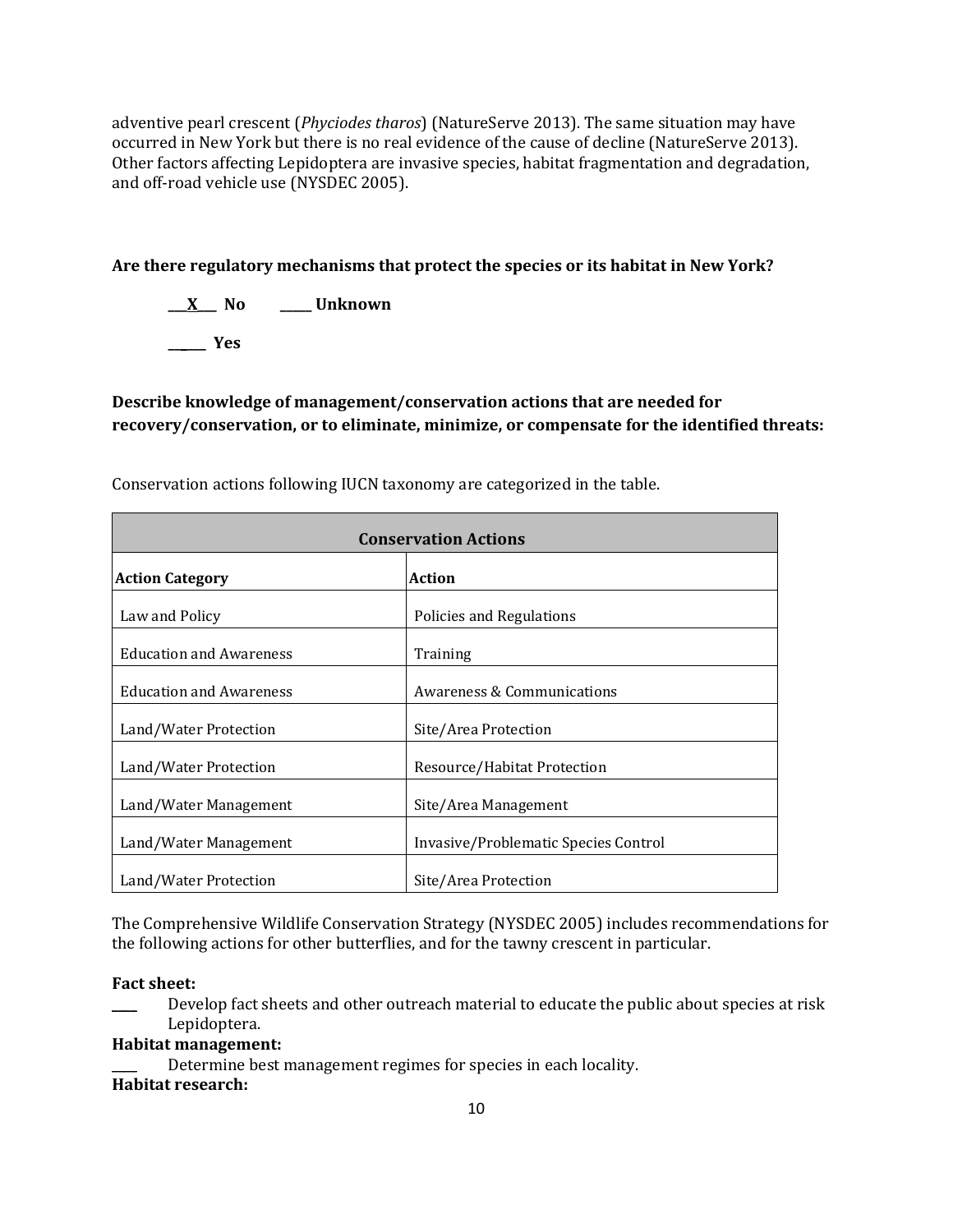adventive pearl crescent (*Phyciodes tharos*) (NatureServe 2013). The same situation may have occurred in New York but there is no real evidence of the cause of decline (NatureServe 2013). Other factors affecting Lepidoptera are invasive species, habitat fragmentation and degradation, and off-road vehicle use (NYSDEC 2005).

**Are there regulatory mechanisms that protect the species or its habitat in New York?**

**\_\_\_X\_\_\_ No  \_\_\_\_\_ Unknown**

**\_\_\_\_\_\_ Yes**

**Describe knowledge of management/conservation actions that are needed for recovery/conservation, or to eliminate, minimize, or compensate for the identified threats:**

Conservation actions following IUCN taxonomy are categorized in the table.

| **Conservation Actions** | |
|---|---|
| **Action Category** | **Action** |
| Law and Policy | Policies and Regulations |
| Education and Awareness | Training |
| Education and Awareness | Awareness & Communications |
| Land/Water Protection | Site/Area Protection |
| Land/Water Protection | Resource/Habitat Protection |
| Land/Water Management | Site/Area Management |
| Land/Water Management | Invasive/Problematic Species Control |
| Land/Water Protection | Site/Area Protection |

The Comprehensive Wildlife Conservation Strategy (NYSDEC 2005) includes recommendations for the following actions for other butterflies, and for the tawny crescent in particular.

**Fact sheet:**

\_\_\_\_ Develop fact sheets and other outreach material to educate the public about species at risk Lepidoptera.

**Habitat management:**

\_\_\_\_ Determine best management regimes for species in each locality.

**Habitat research:**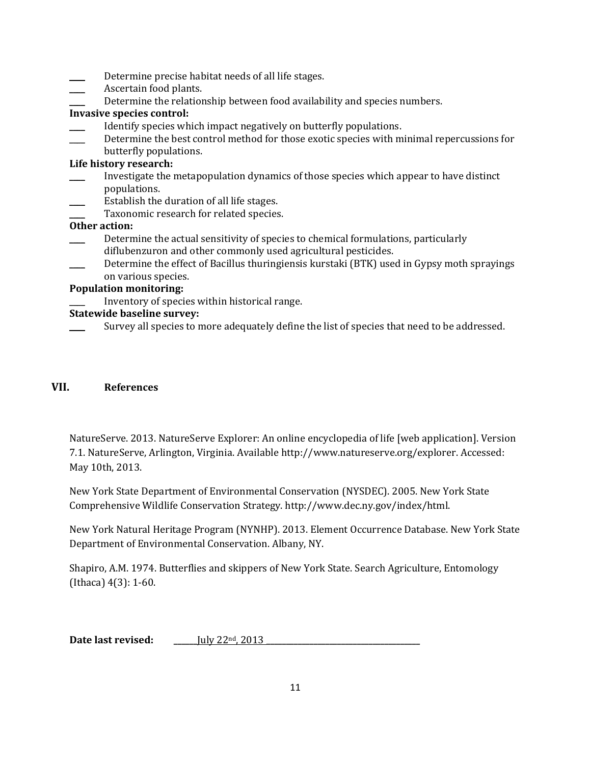\_\_\_\_ Determine precise habitat needs of all life stages.
\_\_\_\_ Ascertain food plants.
\_\_\_\_ Determine the relationship between food availability and species numbers.

**Invasive species control:**

\_\_\_\_ Identify species which impact negatively on butterfly populations.
\_\_\_\_ Determine the best control method for those exotic species with minimal repercussions for butterfly populations.

**Life history research:**

\_\_\_\_ Investigate the metapopulation dynamics of those species which appear to have distinct populations.
\_\_\_\_ Establish the duration of all life stages.
\_\_\_\_ Taxonomic research for related species.

**Other action:**

\_\_\_\_ Determine the actual sensitivity of species to chemical formulations, particularly diflubenzuron and other commonly used agricultural pesticides.
\_\_\_\_ Determine the effect of Bacillus thuringiensis kurstaki (BTK) used in Gypsy moth sprayings on various species.

**Population monitoring:**

\_\_\_\_ Inventory of species within historical range.

**Statewide baseline survey:**

\_\_\_\_ Survey all species to more adequately define the list of species that need to be addressed.

## VII. References

NatureServe. 2013. NatureServe Explorer: An online encyclopedia of life [web application]. Version 7.1. NatureServe, Arlington, Virginia. Available http://www.natureserve.org/explorer. Accessed: May 10th, 2013.

New York State Department of Environmental Conservation (NYSDEC). 2005. New York State Comprehensive Wildlife Conservation Strategy. http://www.dec.ny.gov/index/html.

New York Natural Heritage Program (NYNHP). 2013. Element Occurrence Database. New York State Department of Environmental Conservation. Albany, NY.

Shapiro, A.M. 1974. Butterflies and skippers of New York State. Search Agriculture, Entomology (Ithaca) 4(3): 1-60.

**Date last revised:** July 22nd, 2013